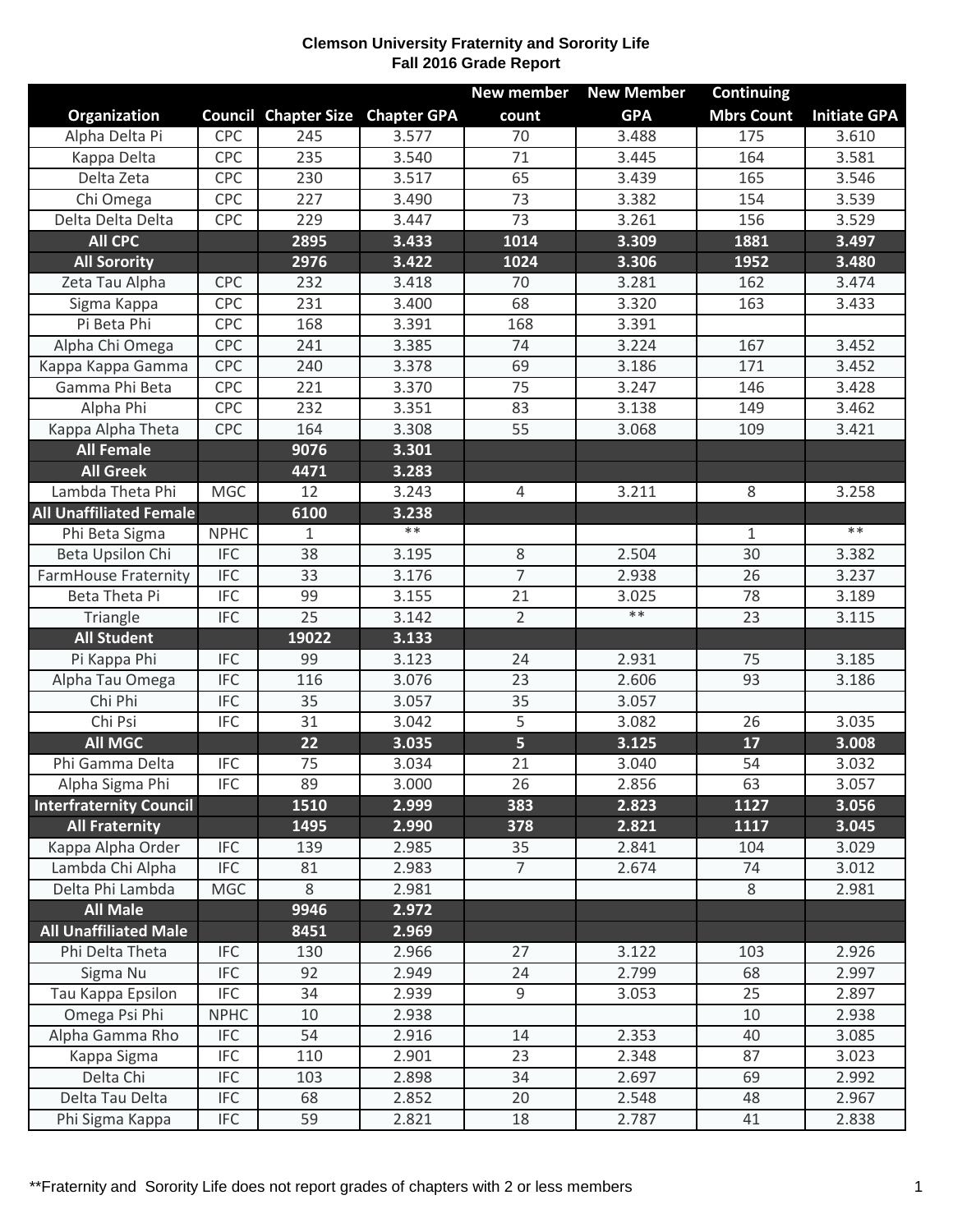**Clemson University Fraternity and Sorority Life**
**Fall 2016 Grade Report**

| Organization | Council | Chapter Size | Chapter GPA | New member count | New Member GPA | Continuing Mbrs Count | Initiate GPA |
|---|---|---|---|---|---|---|---|
| Alpha Delta Pi | CPC | 245 | 3.577 | 70 | 3.488 | 175 | 3.610 |
| Kappa Delta | CPC | 235 | 3.540 | 71 | 3.445 | 164 | 3.581 |
| Delta Zeta | CPC | 230 | 3.517 | 65 | 3.439 | 165 | 3.546 |
| Chi Omega | CPC | 227 | 3.490 | 73 | 3.382 | 154 | 3.539 |
| Delta Delta Delta | CPC | 229 | 3.447 | 73 | 3.261 | 156 | 3.529 |
| **All CPC** | | **2895** | **3.433** | **1014** | **3.309** | **1881** | **3.497** |
| **All Sorority** | | **2976** | **3.422** | **1024** | **3.306** | **1952** | **3.480** |
| Zeta Tau Alpha | CPC | 232 | 3.418 | 70 | 3.281 | 162 | 3.474 |
| Sigma Kappa | CPC | 231 | 3.400 | 68 | 3.320 | 163 | 3.433 |
| Pi Beta Phi | CPC | 168 | 3.391 | 168 | 3.391 | | |
| Alpha Chi Omega | CPC | 241 | 3.385 | 74 | 3.224 | 167 | 3.452 |
| Kappa Kappa Gamma | CPC | 240 | 3.378 | 69 | 3.186 | 171 | 3.452 |
| Gamma Phi Beta | CPC | 221 | 3.370 | 75 | 3.247 | 146 | 3.428 |
| Alpha Phi | CPC | 232 | 3.351 | 83 | 3.138 | 149 | 3.462 |
| Kappa Alpha Theta | CPC | 164 | 3.308 | 55 | 3.068 | 109 | 3.421 |
| **All Female** | | **9076** | **3.301** | | | | |
| **All Greek** | | **4471** | **3.283** | | | | |
| Lambda Theta Phi | MGC | 12 | 3.243 | 4 | 3.211 | 8 | 3.258 |
| **All Unaffiliated Female** | | **6100** | **3.238** | | | | |
| Phi Beta Sigma | NPHC | 1 | ** | | | 1 | ** |
| Beta Upsilon Chi | IFC | 38 | 3.195 | 8 | 2.504 | 30 | 3.382 |
| FarmHouse Fraternity | IFC | 33 | 3.176 | 7 | 2.938 | 26 | 3.237 |
| Beta Theta Pi | IFC | 99 | 3.155 | 21 | 3.025 | 78 | 3.189 |
| Triangle | IFC | 25 | 3.142 | 2 | ** | 23 | 3.115 |
| **All Student** | | **19022** | **3.133** | | | | |
| Pi Kappa Phi | IFC | 99 | 3.123 | 24 | 2.931 | 75 | 3.185 |
| Alpha Tau Omega | IFC | 116 | 3.076 | 23 | 2.606 | 93 | 3.186 |
| Chi Phi | IFC | 35 | 3.057 | 35 | 3.057 | | |
| Chi Psi | IFC | 31 | 3.042 | 5 | 3.082 | 26 | 3.035 |
| **All MGC** | | **22** | **3.035** | **5** | **3.125** | **17** | **3.008** |
| Phi Gamma Delta | IFC | 75 | 3.034 | 21 | 3.040 | 54 | 3.032 |
| Alpha Sigma Phi | IFC | 89 | 3.000 | 26 | 2.856 | 63 | 3.057 |
| **Interfraternity Council** | | **1510** | **2.999** | **383** | **2.823** | **1127** | **3.056** |
| **All Fraternity** | | **1495** | **2.990** | **378** | **2.821** | **1117** | **3.045** |
| Kappa Alpha Order | IFC | 139 | 2.985 | 35 | 2.841 | 104 | 3.029 |
| Lambda Chi Alpha | IFC | 81 | 2.983 | 7 | 2.674 | 74 | 3.012 |
| Delta Phi Lambda | MGC | 8 | 2.981 | | | 8 | 2.981 |
| **All Male** | | **9946** | **2.972** | | | | |
| **All Unaffiliated Male** | | **8451** | **2.969** | | | | |
| Phi Delta Theta | IFC | 130 | 2.966 | 27 | 3.122 | 103 | 2.926 |
| Sigma Nu | IFC | 92 | 2.949 | 24 | 2.799 | 68 | 2.997 |
| Tau Kappa Epsilon | IFC | 34 | 2.939 | 9 | 3.053 | 25 | 2.897 |
| Omega Psi Phi | NPHC | 10 | 2.938 | | | 10 | 2.938 |
| Alpha Gamma Rho | IFC | 54 | 2.916 | 14 | 2.353 | 40 | 3.085 |
| Kappa Sigma | IFC | 110 | 2.901 | 23 | 2.348 | 87 | 3.023 |
| Delta Chi | IFC | 103 | 2.898 | 34 | 2.697 | 69 | 2.992 |
| Delta Tau Delta | IFC | 68 | 2.852 | 20 | 2.548 | 48 | 2.967 |
| Phi Sigma Kappa | IFC | 59 | 2.821 | 18 | 2.787 | 41 | 2.838 |

**Fraternity and Sorority Life does not report grades of chapters with 2 or less members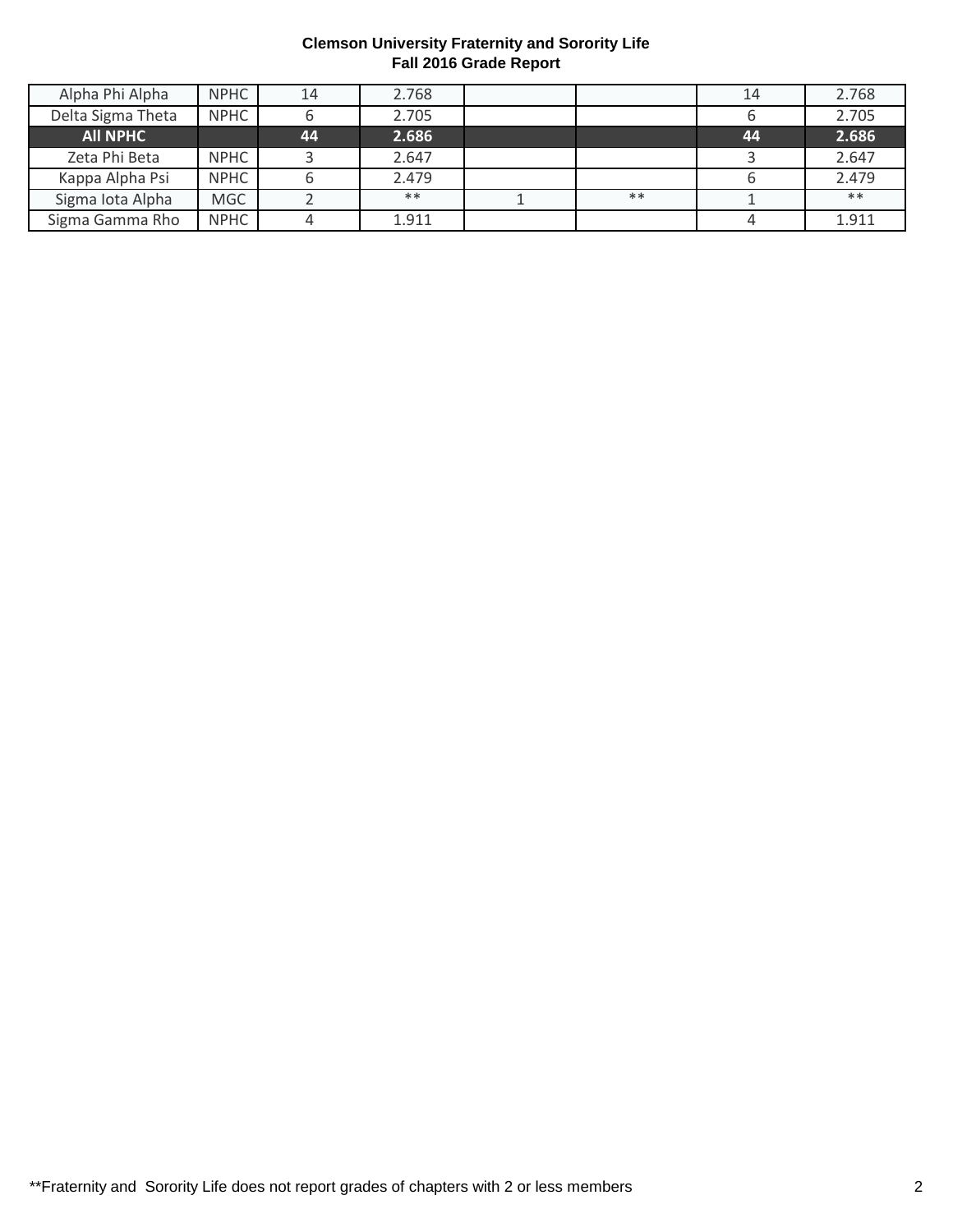**Clemson University Fraternity and Sorority Life**
**Fall 2016 Grade Report**

| | | | | | | | |
|---|---|---|---|---|---|---|---|
| Alpha Phi Alpha | NPHC | 14 | 2.768 | | | 14 | 2.768 |
| Delta Sigma Theta | NPHC | 6 | 2.705 | | | 6 | 2.705 |
| **All NPHC** | | **44** | **2.686** | | | **44** | **2.686** |
| Zeta Phi Beta | NPHC | 3 | 2.647 | | | 3 | 2.647 |
| Kappa Alpha Psi | NPHC | 6 | 2.479 | | | 6 | 2.479 |
| Sigma Iota Alpha | MGC | 2 | ** | 1 | ** | 1 | ** |
| Sigma Gamma Rho | NPHC | 4 | 1.911 | | | 4 | 1.911 |

**Fraternity and Sorority Life does not report grades of chapters with 2 or less members